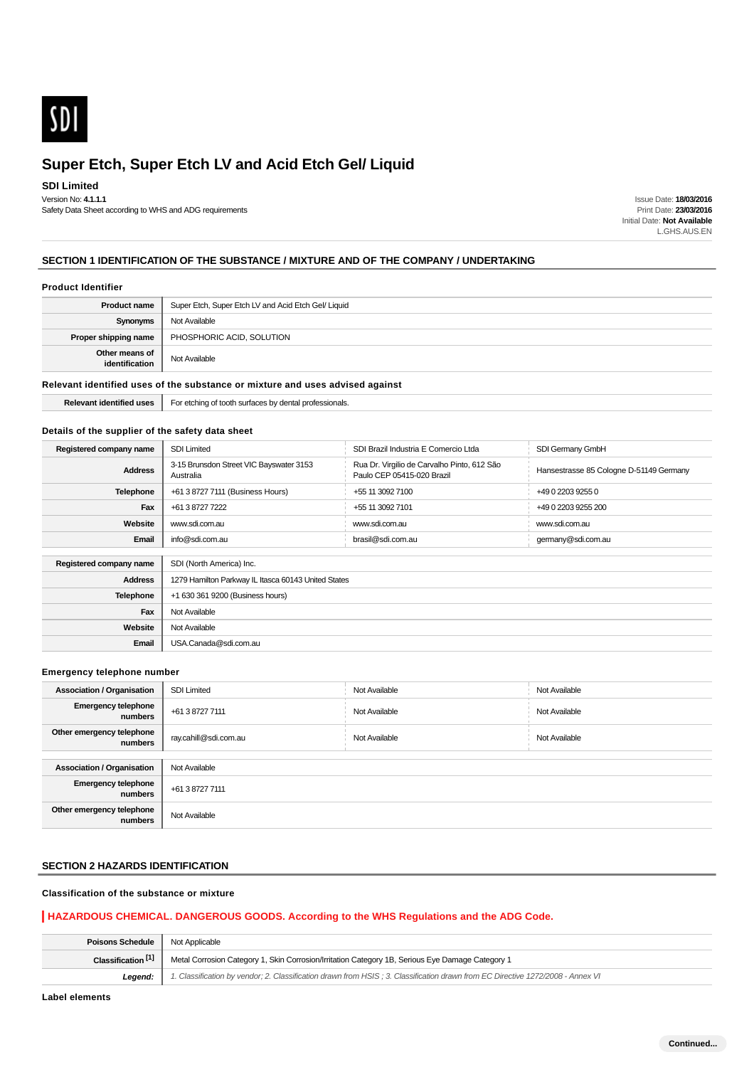SDI

# Super Etch, Super Etch LV and Acid Etch Gel/ Liquid

**SDI Limited**

Version No: **4.1.1.1**
Safety Data Sheet according to WHS and ADG requirements

Issue Date: **18/03/2016**
Print Date: **23/03/2016**
Initial Date: **Not Available**
L.GHS.AUS.EN

## SECTION 1 IDENTIFICATION OF THE SUBSTANCE / MIXTURE AND OF THE COMPANY / UNDERTAKING

### Product Identifier

| | |
|---|---|
| **Product name** | Super Etch, Super Etch LV and Acid Etch Gel/ Liquid |
| **Synonyms** | Not Available |
| **Proper shipping name** | PHOSPHORIC ACID, SOLUTION |
| **Other means of identification** | Not Available |

### Relevant identified uses of the substance or mixture and uses advised against

| | |
|---|---|
| **Relevant identified uses** | For etching of tooth surfaces by dental professionals. |

### Details of the supplier of the safety data sheet

| | | | |
|---|---|---|---|
| **Registered company name** | SDI Limited | SDI Brazil Industria E Comercio Ltda | SDI Germany GmbH |
| **Address** | 3-15 Brunsdon Street VIC Bayswater 3153 Australia | Rua Dr. Virgilio de Carvalho Pinto, 612 São Paulo CEP 05415-020 Brazil | Hansestrasse 85 Cologne D-51149 Germany |
| **Telephone** | +61 3 8727 7111 (Business Hours) | +55 11 3092 7100 | +49 0 2203 9255 0 |
| **Fax** | +61 3 8727 7222 | +55 11 3092 7101 | +49 0 2203 9255 200 |
| **Website** | www.sdi.com.au | www.sdi.com.au | www.sdi.com.au |
| **Email** | info@sdi.com.au | brasil@sdi.com.au | germany@sdi.com.au |

| | |
|---|---|
| **Registered company name** | SDI (North America) Inc. |
| **Address** | 1279 Hamilton Parkway IL Itasca 60143 United States |
| **Telephone** | +1 630 361 9200 (Business hours) |
| **Fax** | Not Available |
| **Website** | Not Available |
| **Email** | USA.Canada@sdi.com.au |

### Emergency telephone number

| | | | |
|---|---|---|---|
| **Association / Organisation** | SDI Limited | Not Available | Not Available |
| **Emergency telephone numbers** | +61 3 8727 7111 | Not Available | Not Available |
| **Other emergency telephone numbers** | ray.cahill@sdi.com.au | Not Available | Not Available |

| | |
|---|---|
| **Association / Organisation** | Not Available |
| **Emergency telephone numbers** | +61 3 8727 7111 |
| **Other emergency telephone numbers** | Not Available |

## SECTION 2 HAZARDS IDENTIFICATION

### Classification of the substance or mixture

**HAZARDOUS CHEMICAL. DANGEROUS GOODS. According to the WHS Regulations and the ADG Code.**

| | |
|---|---|
| **Poisons Schedule** | Not Applicable |
| **Classification [1]** | Metal Corrosion Category 1, Skin Corrosion/Irritation Category 1B, Serious Eye Damage Category 1 |
| ***Legend:*** | *1. Classification by vendor; 2. Classification drawn from HSIS ; 3. Classification drawn from EC Directive 1272/2008 - Annex VI* |

### Label elements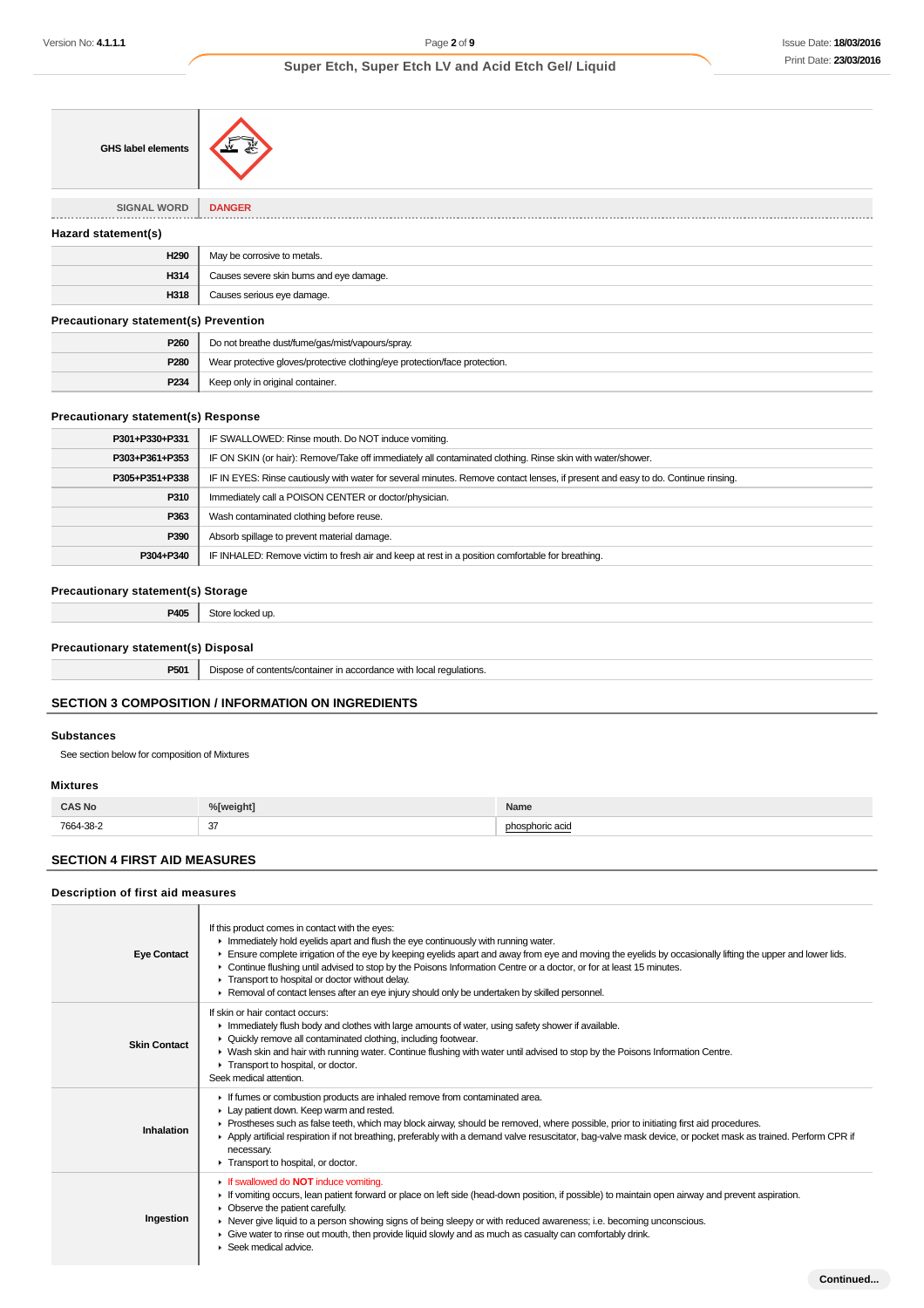| GHS label elements | |
|---|---|

| SIGNAL WORD | DANGER |
|---|---|

### Hazard statement(s)

| | |
|---|---|
| H290 | May be corrosive to metals. |
| H314 | Causes severe skin burns and eye damage. |
| H318 | Causes serious eye damage. |

### Precautionary statement(s) Prevention

| | |
|---|---|
| P260 | Do not breathe dust/fume/gas/mist/vapours/spray. |
| P280 | Wear protective gloves/protective clothing/eye protection/face protection. |
| P234 | Keep only in original container. |

### Precautionary statement(s) Response

| | |
|---|---|
| P301+P330+P331 | IF SWALLOWED: Rinse mouth. Do NOT induce vomiting. |
| P303+P361+P353 | IF ON SKIN (or hair): Remove/Take off immediately all contaminated clothing. Rinse skin with water/shower. |
| P305+P351+P338 | IF IN EYES: Rinse cautiously with water for several minutes. Remove contact lenses, if present and easy to do. Continue rinsing. |
| P310 | Immediately call a POISON CENTER or doctor/physician. |
| P363 | Wash contaminated clothing before reuse. |
| P390 | Absorb spillage to prevent material damage. |
| P304+P340 | IF INHALED: Remove victim to fresh air and keep at rest in a position comfortable for breathing. |

### Precautionary statement(s) Storage

| | |
|---|---|
| P405 | Store locked up. |

### Precautionary statement(s) Disposal

| | |
|---|---|
| P501 | Dispose of contents/container in accordance with local regulations. |

## SECTION 3 COMPOSITION / INFORMATION ON INGREDIENTS

### Substances

See section below for composition of Mixtures

### Mixtures

| CAS No | %[weight] | Name |
|---|---|---|
| 7664-38-2 | 37 | phosphoric acid |

## SECTION 4 FIRST AID MEASURES

### Description of first aid measures

| | |
|---|---|
| **Eye Contact** | If this product comes in contact with the eyes:<br>▸ Immediately hold eyelids apart and flush the eye continuously with running water.<br>▸ Ensure complete irrigation of the eye by keeping eyelids apart and away from eye and moving the eyelids by occasionally lifting the upper and lower lids.<br>▸ Continue flushing until advised to stop by the Poisons Information Centre or a doctor, or for at least 15 minutes.<br>▸ Transport to hospital or doctor without delay.<br>▸ Removal of contact lenses after an eye injury should only be undertaken by skilled personnel. |
| **Skin Contact** | If skin or hair contact occurs:<br>▸ Immediately flush body and clothes with large amounts of water, using safety shower if available.<br>▸ Quickly remove all contaminated clothing, including footwear.<br>▸ Wash skin and hair with running water. Continue flushing with water until advised to stop by the Poisons Information Centre.<br>▸ Transport to hospital, or doctor.<br>Seek medical attention. |
| **Inhalation** | ▸ If fumes or combustion products are inhaled remove from contaminated area.<br>▸ Lay patient down. Keep warm and rested.<br>▸ Prostheses such as false teeth, which may block airway, should be removed, where possible, prior to initiating first aid procedures.<br>▸ Apply artificial respiration if not breathing, preferably with a demand valve resuscitator, bag-valve mask device, or pocket mask as trained. Perform CPR if necessary.<br>▸ Transport to hospital, or doctor. |
| **Ingestion** | ▸ If swallowed do **NOT** induce vomiting.<br>▸ If vomiting occurs, lean patient forward or place on left side (head-down position, if possible) to maintain open airway and prevent aspiration.<br>▸ Observe the patient carefully.<br>▸ Never give liquid to a person showing signs of being sleepy or with reduced awareness; i.e. becoming unconscious.<br>▸ Give water to rinse out mouth, then provide liquid slowly and as much as casualty can comfortably drink.<br>▸ Seek medical advice. |

**Continued...**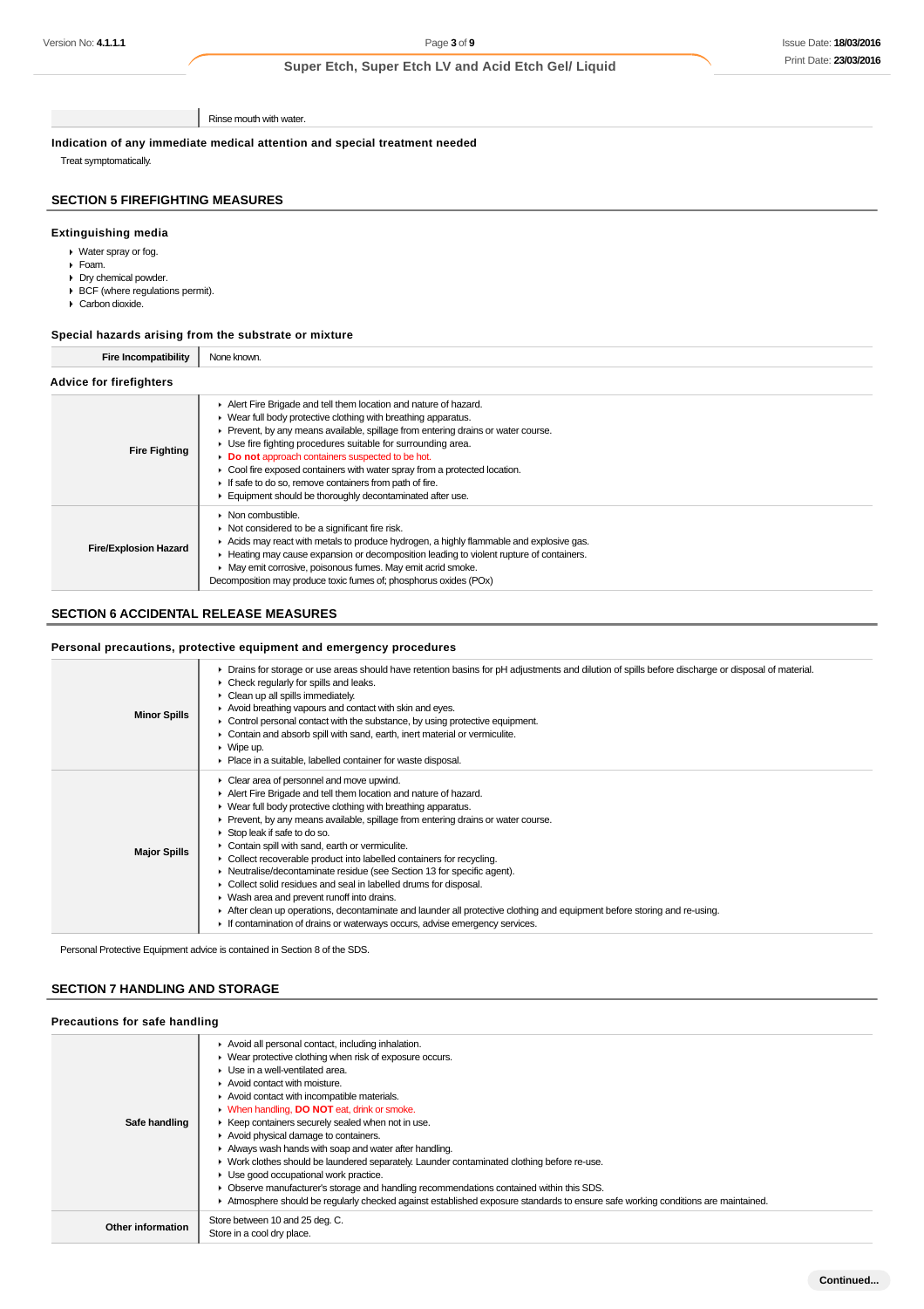| | Rinse mouth with water. |
|---|---|

### Indication of any immediate medical attention and special treatment needed

Treat symptomatically.

## SECTION 5 FIREFIGHTING MEASURES

### Extinguishing media

- Water spray or fog.
- Foam.
- Dry chemical powder.
- BCF (where regulations permit).
- Carbon dioxide.

### Special hazards arising from the substrate or mixture

| Fire Incompatibility | None known. |
|---|---|

### Advice for firefighters

| | |
|---|---|
| **Fire Fighting** | ▸ Alert Fire Brigade and tell them location and nature of hazard.<br>▸ Wear full body protective clothing with breathing apparatus.<br>▸ Prevent, by any means available, spillage from entering drains or water course.<br>▸ Use fire fighting procedures suitable for surrounding area.<br>▸ **Do not** approach containers suspected to be hot.<br>▸ Cool fire exposed containers with water spray from a protected location.<br>▸ If safe to do so, remove containers from path of fire.<br>▸ Equipment should be thoroughly decontaminated after use. |
| **Fire/Explosion Hazard** | ▸ Non combustible.<br>▸ Not considered to be a significant fire risk.<br>▸ Acids may react with metals to produce hydrogen, a highly flammable and explosive gas.<br>▸ Heating may cause expansion or decomposition leading to violent rupture of containers.<br>▸ May emit corrosive, poisonous fumes. May emit acrid smoke.<br>Decomposition may produce toxic fumes of; phosphorus oxides (POx) |

## SECTION 6 ACCIDENTAL RELEASE MEASURES

### Personal precautions, protective equipment and emergency procedures

| | |
|---|---|
| **Minor Spills** | ▸ Drains for storage or use areas should have retention basins for pH adjustments and dilution of spills before discharge or disposal of material.<br>▸ Check regularly for spills and leaks.<br>▸ Clean up all spills immediately.<br>▸ Avoid breathing vapours and contact with skin and eyes.<br>▸ Control personal contact with the substance, by using protective equipment.<br>▸ Contain and absorb spill with sand, earth, inert material or vermiculite.<br>▸ Wipe up.<br>▸ Place in a suitable, labelled container for waste disposal. |
| **Major Spills** | ▸ Clear area of personnel and move upwind.<br>▸ Alert Fire Brigade and tell them location and nature of hazard.<br>▸ Wear full body protective clothing with breathing apparatus.<br>▸ Prevent, by any means available, spillage from entering drains or water course.<br>▸ Stop leak if safe to do so.<br>▸ Contain spill with sand, earth or vermiculite.<br>▸ Collect recoverable product into labelled containers for recycling.<br>▸ Neutralise/decontaminate residue (see Section 13 for specific agent).<br>▸ Collect solid residues and seal in labelled drums for disposal.<br>▸ Wash area and prevent runoff into drains.<br>▸ After clean up operations, decontaminate and launder all protective clothing and equipment before storing and re-using.<br>▸ If contamination of drains or waterways occurs, advise emergency services. |

Personal Protective Equipment advice is contained in Section 8 of the SDS.

## SECTION 7 HANDLING AND STORAGE

### Precautions for safe handling

| | |
|---|---|
| **Safe handling** | ▸ Avoid all personal contact, including inhalation.<br>▸ Wear protective clothing when risk of exposure occurs.<br>▸ Use in a well-ventilated area.<br>▸ Avoid contact with moisture.<br>▸ Avoid contact with incompatible materials.<br>▸ When handling, **DO NOT** eat, drink or smoke.<br>▸ Keep containers securely sealed when not in use.<br>▸ Avoid physical damage to containers.<br>▸ Always wash hands with soap and water after handling.<br>▸ Work clothes should be laundered separately. Launder contaminated clothing before re-use.<br>▸ Use good occupational work practice.<br>▸ Observe manufacturer's storage and handling recommendations contained within this SDS.<br>▸ Atmosphere should be regularly checked against established exposure standards to ensure safe working conditions are maintained. |
| **Other information** | Store between 10 and 25 deg. C.<br>Store in a cool dry place. |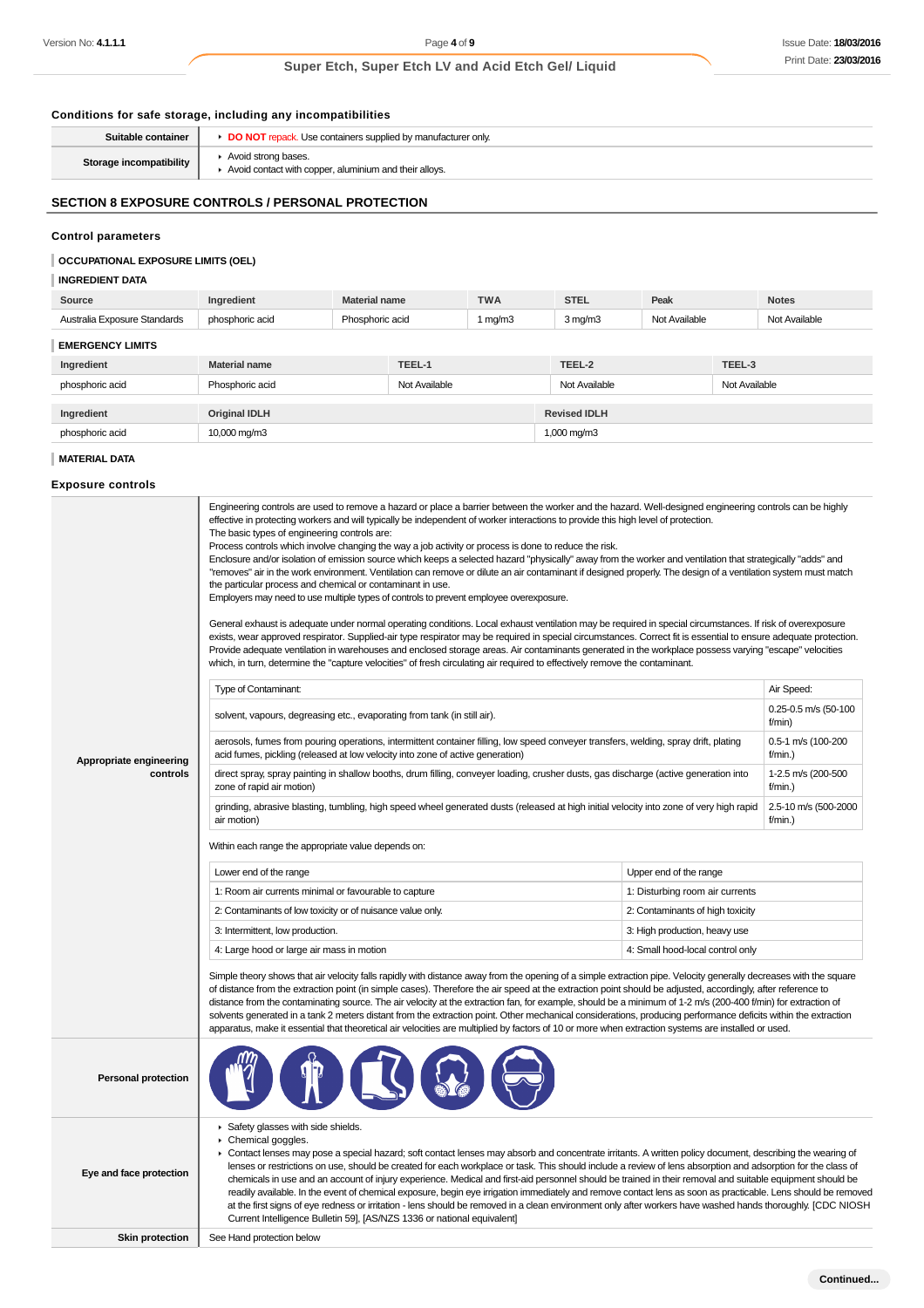### Conditions for safe storage, including any incompatibilities

| | |
|---|---|
| **Suitable container** | ▸ **DO NOT** repack. Use containers supplied by manufacturer only. |
| **Storage incompatibility** | ▸ Avoid strong bases.<br>▸ Avoid contact with copper, aluminium and their alloys. |

## SECTION 8 EXPOSURE CONTROLS / PERSONAL PROTECTION

### Control parameters

**OCCUPATIONAL EXPOSURE LIMITS (OEL)**

**INGREDIENT DATA**

| Source | Ingredient | Material name | TWA | STEL | Peak | Notes |
|---|---|---|---|---|---|---|
| Australia Exposure Standards | phosphoric acid | Phosphoric acid | 1 mg/m3 | 3 mg/m3 | Not Available | Not Available |

**EMERGENCY LIMITS**

| Ingredient | Material name | TEEL-1 | TEEL-2 | TEEL-3 |
|---|---|---|---|---|
| phosphoric acid | Phosphoric acid | Not Available | Not Available | Not Available |

| Ingredient | Original IDLH | Revised IDLH |
|---|---|---|
| phosphoric acid | 10,000 mg/m3 | 1,000 mg/m3 |

**MATERIAL DATA**

### Exposure controls

**Appropriate engineering controls**

Engineering controls are used to remove a hazard or place a barrier between the worker and the hazard. Well-designed engineering controls can be highly effective in protecting workers and will typically be independent of worker interactions to provide this high level of protection.
The basic types of engineering controls are:
Process controls which involve changing the way a job activity or process is done to reduce the risk.
Enclosure and/or isolation of emission source which keeps a selected hazard "physically" away from the worker and ventilation that strategically "adds" and "removes" air in the work environment. Ventilation can remove or dilute an air contaminant if designed properly. The design of a ventilation system must match the particular process and chemical or contaminant in use.
Employers may need to use multiple types of controls to prevent employee overexposure.

General exhaust is adequate under normal operating conditions. Local exhaust ventilation may be required in special circumstances. If risk of overexposure exists, wear approved respirator. Supplied-air type respirator may be required in special circumstances. Correct fit is essential to ensure adequate protection. Provide adequate ventilation in warehouses and enclosed storage areas. Air contaminants generated in the workplace possess varying "escape" velocities which, in turn, determine the "capture velocities" of fresh circulating air required to effectively remove the contaminant.

| Type of Contaminant: | Air Speed: |
|---|---|
| solvent, vapours, degreasing etc., evaporating from tank (in still air). | 0.25-0.5 m/s (50-100 f/min) |
| aerosols, fumes from pouring operations, intermittent container filling, low speed conveyer transfers, welding, spray drift, plating acid fumes, pickling (released at low velocity into zone of active generation) | 0.5-1 m/s (100-200 f/min.) |
| direct spray, spray painting in shallow booths, drum filling, conveyer loading, crusher dusts, gas discharge (active generation into zone of rapid air motion) | 1-2.5 m/s (200-500 f/min.) |
| grinding, abrasive blasting, tumbling, high speed wheel generated dusts (released at high initial velocity into zone of very high rapid air motion) | 2.5-10 m/s (500-2000 f/min.) |

Within each range the appropriate value depends on:

| Lower end of the range | Upper end of the range |
|---|---|
| 1: Room air currents minimal or favourable to capture | 1: Disturbing room air currents |
| 2: Contaminants of low toxicity or of nuisance value only. | 2: Contaminants of high toxicity |
| 3: Intermittent, low production. | 3: High production, heavy use |
| 4: Large hood or large air mass in motion | 4: Small hood-local control only |

Simple theory shows that air velocity falls rapidly with distance away from the opening of a simple extraction pipe. Velocity generally decreases with the square of distance from the extraction point (in simple cases). Therefore the air speed at the extraction point should be adjusted, accordingly, after reference to distance from the contaminating source. The air velocity at the extraction fan, for example, should be a minimum of 1-2 m/s (200-400 f/min) for extraction of solvents generated in a tank 2 meters distant from the extraction point. Other mechanical considerations, producing performance deficits within the extraction apparatus, make it essential that theoretical air velocities are multiplied by factors of 10 or more when extraction systems are installed or used.

**Personal protection**

**Eye and face protection**

- Safety glasses with side shields.
- Chemical goggles.
- Contact lenses may pose a special hazard; soft contact lenses may absorb and concentrate irritants. A written policy document, describing the wearing of lenses or restrictions on use, should be created for each workplace or task. This should include a review of lens absorption and adsorption for the class of chemicals in use and an account of injury experience. Medical and first-aid personnel should be trained in their removal and suitable equipment should be readily available. In the event of chemical exposure, begin eye irrigation immediately and remove contact lens as soon as practicable. Lens should be removed at the first signs of eye redness or irritation - lens should be removed in a clean environment only after workers have washed hands thoroughly. [CDC NIOSH Current Intelligence Bulletin 59], [AS/NZS 1336 or national equivalent]

**Skin protection**

See Hand protection below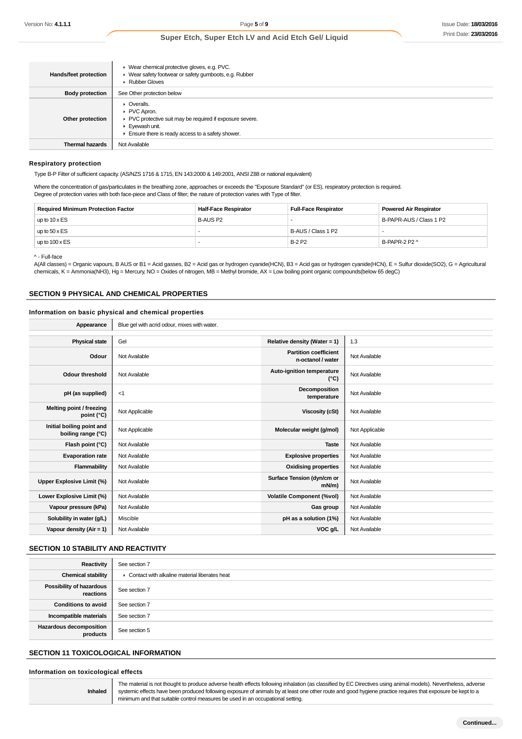| | |
|---|---|
| **Hands/feet protection** | ▸ Wear chemical protective gloves, e.g. PVC.<br>▸ Wear safety footwear or safety gumboots, e.g. Rubber<br>▸ Rubber Gloves |
| **Body protection** | See Other protection below |
| **Other protection** | ▸ Overalls.<br>▸ PVC Apron.<br>▸ PVC protective suit may be required if exposure severe.<br>▸ Eyewash unit.<br>▸ Ensure there is ready access to a safety shower. |
| **Thermal hazards** | Not Available |

### Respiratory protection

Type B-P Filter of sufficient capacity. (AS/NZS 1716 & 1715, EN 143:2000 & 149:2001, ANSI Z88 or national equivalent)

Where the concentration of gas/particulates in the breathing zone, approaches or exceeds the "Exposure Standard" (or ES), respiratory protection is required.
Degree of protection varies with both face-piece and Class of filter; the nature of protection varies with Type of filter.

| Required Minimum Protection Factor | Half-Face Respirator | Full-Face Respirator | Powered Air Respirator |
|---|---|---|---|
| up to 10 x ES | B-AUS P2 | - | B-PAPR-AUS / Class 1 P2 |
| up to 50 x ES | - | B-AUS / Class 1 P2 | - |
| up to 100 x ES | - | B-2 P2 | B-PAPR-2 P2 ^ |

^ - Full-face

A(All classes) = Organic vapours, B AUS or B1 = Acid gasses, B2 = Acid gas or hydrogen cyanide(HCN), B3 = Acid gas or hydrogen cyanide(HCN), E = Sulfur dioxide(SO2), G = Agricultural chemicals, K = Ammonia(NH3), Hg = Mercury, NO = Oxides of nitrogen, MB = Methyl bromide, AX = Low boiling point organic compounds(below 65 degC)

## SECTION 9 PHYSICAL AND CHEMICAL PROPERTIES

### Information on basic physical and chemical properties

| | | | |
|---|---|---|---|
| **Appearance** | Blue gel with acrid odour, mixes with water. | | |
| **Physical state** | Gel | **Relative density (Water = 1)** | 1.3 |
| **Odour** | Not Available | **Partition coefficient n-octanol / water** | Not Available |
| **Odour threshold** | Not Available | **Auto-ignition temperature (°C)** | Not Available |
| **pH (as supplied)** | <1 | **Decomposition temperature** | Not Available |
| **Melting point / freezing point (°C)** | Not Applicable | **Viscosity (cSt)** | Not Available |
| **Initial boiling point and boiling range (°C)** | Not Applicable | **Molecular weight (g/mol)** | Not Applicable |
| **Flash point (°C)** | Not Available | **Taste** | Not Available |
| **Evaporation rate** | Not Available | **Explosive properties** | Not Available |
| **Flammability** | Not Available | **Oxidising properties** | Not Available |
| **Upper Explosive Limit (%)** | Not Available | **Surface Tension (dyn/cm or mN/m)** | Not Available |
| **Lower Explosive Limit (%)** | Not Available | **Volatile Component (%vol)** | Not Available |
| **Vapour pressure (kPa)** | Not Available | **Gas group** | Not Available |
| **Solubility in water (g/L)** | Miscible | **pH as a solution (1%)** | Not Available |
| **Vapour density (Air = 1)** | Not Available | **VOC g/L** | Not Available |

## SECTION 10 STABILITY AND REACTIVITY

| | |
|---|---|
| **Reactivity** | See section 7 |
| **Chemical stability** | ▸ Contact with alkaline material liberates heat |
| **Possibility of hazardous reactions** | See section 7 |
| **Conditions to avoid** | See section 7 |
| **Incompatible materials** | See section 7 |
| **Hazardous decomposition products** | See section 5 |

## SECTION 11 TOXICOLOGICAL INFORMATION

### Information on toxicological effects

| | |
|---|---|
| **Inhaled** | The material is not thought to produce adverse health effects following inhalation (as classified by EC Directives using animal models). Nevertheless, adverse systemic effects have been produced following exposure of animals by at least one other route and good hygiene practice requires that exposure be kept to a minimum and that suitable control measures be used in an occupational setting. |

Continued...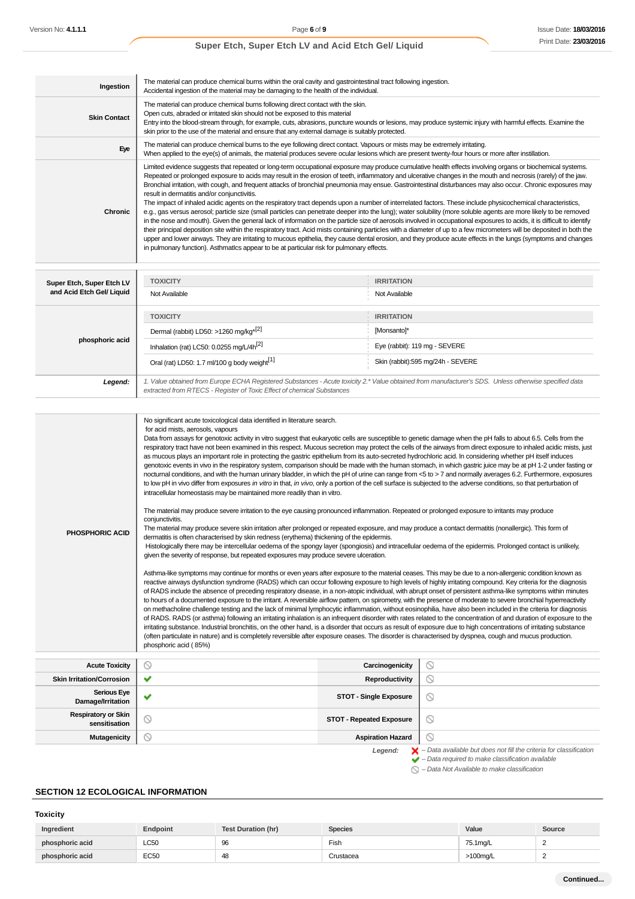| | |
|---|---|
| **Ingestion** | The material can produce chemical burns within the oral cavity and gastrointestinal tract following ingestion.<br>Accidental ingestion of the material may be damaging to the health of the individual. |
| **Skin Contact** | The material can produce chemical burns following direct contact with the skin.<br>Open cuts, abraded or irritated skin should not be exposed to this material<br>Entry into the blood-stream through, for example, cuts, abrasions, puncture wounds or lesions, may produce systemic injury with harmful effects. Examine the skin prior to the use of the material and ensure that any external damage is suitably protected. |
| **Eye** | The material can produce chemical burns to the eye following direct contact. Vapours or mists may be extremely irritating.<br>When applied to the eye(s) of animals, the material produces severe ocular lesions which are present twenty-four hours or more after instillation. |
| **Chronic** | Limited evidence suggests that repeated or long-term occupational exposure may produce cumulative health effects involving organs or biochemical systems.<br>Repeated or prolonged exposure to acids may result in the erosion of teeth, inflammatory and ulcerative changes in the mouth and necrosis (rarely) of the jaw. Bronchial irritation, with cough, and frequent attacks of bronchial pneumonia may ensue. Gastrointestinal disturbances may also occur. Chronic exposures may result in dermatitis and/or conjunctivitis.<br>The impact of inhaled acidic agents on the respiratory tract depends upon a number of interrelated factors. These include physicochemical characteristics, e.g., gas versus aerosol; particle size (small particles can penetrate deeper into the lung); water solubility (more soluble agents are more likely to be removed in the nose and mouth). Given the general lack of information on the particle size of aerosols involved in occupational exposures to acids, it is difficult to identify their principal deposition site within the respiratory tract. Acid mists containing particles with a diameter of up to a few micrometers will be deposited in both the upper and lower airways. They are irritating to mucous epithelia, they cause dental erosion, and they produce acute effects in the lungs (symptoms and changes in pulmonary function). Asthmatics appear to be at particular risk for pulmonary effects. |

| | TOXICITY | IRRITATION |
|---|---|---|
| **Super Etch, Super Etch LV and Acid Etch Gel/ Liquid** | Not Available | Not Available |
| **phosphoric acid** | **TOXICITY** | **IRRITATION** |
| | Dermal (rabbit) LD50: >1260 mg/kg*[2] | [Monsanto]* |
| | Inhalation (rat) LC50: 0.0255 mg/L/4h[2] | Eye (rabbit): 119 mg - SEVERE |
| | Oral (rat) LD50: 1.7 ml/100 g body weight[1] | Skin (rabbit):595 mg/24h - SEVERE |
| ***Legend:*** | *1. Value obtained from Europe ECHA Registered Substances - Acute toxicity 2.\* Value obtained from manufacturer's SDS. Unless otherwise specified data extracted from RTECS - Register of Toxic Effect of chemical Substances* | |

| | |
|---|---|
| **PHOSPHORIC ACID** | No significant acute toxicological data identified in literature search.<br>for acid mists, aerosols, vapours<br>Data from assays for genotoxic activity in vitro suggest that eukaryotic cells are susceptible to genetic damage when the pH falls to about 6.5. Cells from the respiratory tract have not been examined in this respect. Mucous secretion may protect the cells of the airways from direct exposure to inhaled acidic mists, just as mucous plays an important role in protecting the gastric epithelium from its auto-secreted hydrochloric acid. In considering whether pH itself induces genotoxic events in vivo in the respiratory system, comparison should be made with the human stomach, in which gastric juice may be at pH 1-2 under fasting or nocturnal conditions, and with the human urinary bladder, in which the pH of urine can range from <5 to > 7 and normally averages 6.2. Furthermore, exposures to low pH in vivo differ from exposures *in vitro* in that, *in vivo*, only a portion of the cell surface is subjected to the adverse conditions, so that perturbation of intracellular homeostasis may be maintained more readily than in vitro.<br><br>The material may produce severe irritation to the eye causing pronounced inflammation. Repeated or prolonged exposure to irritants may produce conjunctivitis.<br>The material may produce severe skin irritation after prolonged or repeated exposure, and may produce a contact dermatitis (nonallergic). This form of dermatitis is often characterised by skin redness (erythema) thickening of the epidermis.<br>Histologically there may be intercellular oedema of the spongy layer (spongiosis) and intracellular oedema of the epidermis. Prolonged contact is unlikely, given the severity of response, but repeated exposures may produce severe ulceration.<br><br>Asthma-like symptoms may continue for months or even years after exposure to the material ceases. This may be due to a non-allergenic condition known as reactive airways dysfunction syndrome (RADS) which can occur following exposure to high levels of highly irritating compound. Key criteria for the diagnosis of RADS include the absence of preceding respiratory disease, in a non-atopic individual, with abrupt onset of persistent asthma-like symptoms within minutes to hours of a documented exposure to the irritant. A reversible airflow pattern, on spirometry, with the presence of moderate to severe bronchial hyperreactivity on methacholine challenge testing and the lack of minimal lymphocytic inflammation, without eosinophilia, have also been included in the criteria for diagnosis of RADS. RADS (or asthma) following an irritating inhalation is an infrequent disorder with rates related to the concentration of and duration of exposure to the irritating substance. Industrial bronchitis, on the other hand, is a disorder that occurs as result of exposure due to high concentrations of irritating substance (often particulate in nature) and is completely reversible after exposure ceases. The disorder is characterised by dyspnea, cough and mucus production.<br>phosphoric acid ( 85%) |

| | | | |
|---|---|---|---|
| **Acute Toxicity** | ⃠ | **Carcinogenicity** | ⃠ |
| **Skin Irritation/Corrosion** | ✔ | **Reproductivity** | ⃠ |
| **Serious Eye Damage/Irritation** | ✔ | **STOT - Single Exposure** | ⃠ |
| **Respiratory or Skin sensitisation** | ⃠ | **STOT - Repeated Exposure** | ⃠ |
| **Mutagenicity** | ⃠ | **Aspiration Hazard** | ⃠ |

***Legend:***
- ✘ *– Data available but does not fill the criteria for classification*
- ✔ *– Data required to make classification available*
- ⃠ *– Data Not Available to make classification*

## SECTION 12 ECOLOGICAL INFORMATION

### Toxicity

| Ingredient | Endpoint | Test Duration (hr) | Species | Value | Source |
|---|---|---|---|---|---|
| **phosphoric acid** | LC50 | 96 | Fish | 75.1mg/L | 2 |
| **phosphoric acid** | EC50 | 48 | Crustacea | >100mg/L | 2 |

Continued...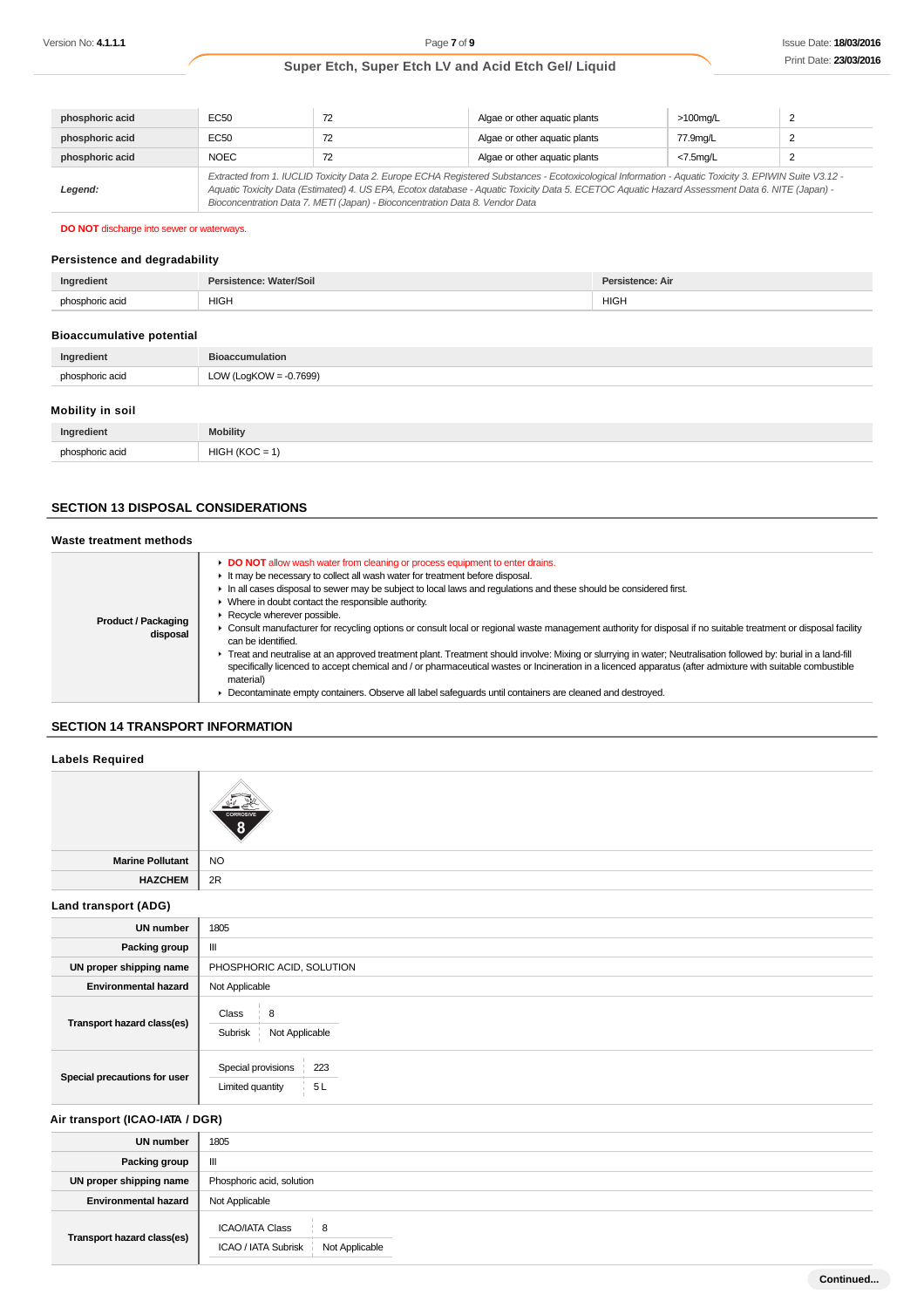| phosphoric acid | EC50 | 72 | Algae or other aquatic plants | >100mg/L | 2 |
|---|---|---|---|---|---|
| phosphoric acid | EC50 | 72 | Algae or other aquatic plants | 77.9mg/L | 2 |
| phosphoric acid | NOEC | 72 | Algae or other aquatic plants | <7.5mg/L | 2 |
| ***Legend:*** | *Extracted from 1. IUCLID Toxicity Data 2. Europe ECHA Registered Substances - Ecotoxicological Information - Aquatic Toxicity 3. EPIWIN Suite V3.12 - Aquatic Toxicity Data (Estimated) 4. US EPA, Ecotox database - Aquatic Toxicity Data 5. ECETOC Aquatic Hazard Assessment Data 6. NITE (Japan) - Bioconcentration Data 7. METI (Japan) - Bioconcentration Data 8. Vendor Data* | | | | |

**DO NOT** discharge into sewer or waterways.

### Persistence and degradability

| Ingredient | Persistence: Water/Soil | Persistence: Air |
|---|---|---|
| phosphoric acid | HIGH | HIGH |

### Bioaccumulative potential

| Ingredient | Bioaccumulation |
|---|---|
| phosphoric acid | LOW (LogKOW = -0.7699) |

### Mobility in soil

| Ingredient | Mobility |
|---|---|
| phosphoric acid | HIGH (KOC = 1) |

## SECTION 13 DISPOSAL CONSIDERATIONS

### Waste treatment methods

| | |
|---|---|
| **Product / Packaging disposal** | ▸ **DO NOT** allow wash water from cleaning or process equipment to enter drains.<br>▸ It may be necessary to collect all wash water for treatment before disposal.<br>▸ In all cases disposal to sewer may be subject to local laws and regulations and these should be considered first.<br>▸ Where in doubt contact the responsible authority.<br>▸ Recycle wherever possible.<br>▸ Consult manufacturer for recycling options or consult local or regional waste management authority for disposal if no suitable treatment or disposal facility can be identified.<br>▸ Treat and neutralise at an approved treatment plant. Treatment should involve: Mixing or slurrying in water; Neutralisation followed by: burial in a land-fill specifically licenced to accept chemical and / or pharmaceutical wastes or Incineration in a licenced apparatus (after admixture with suitable combustible material)<br>▸ Decontaminate empty containers. Observe all label safeguards until containers are cleaned and destroyed. |

## SECTION 14 TRANSPORT INFORMATION

### Labels Required

| | |
|---|---|
| | CORROSIVE 8 |
| **Marine Pollutant** | NO |
| **HAZCHEM** | 2R |

### Land transport (ADG)

| | |
|---|---|
| **UN number** | 1805 |
| **Packing group** | III |
| **UN proper shipping name** | PHOSPHORIC ACID, SOLUTION |
| **Environmental hazard** | Not Applicable |
| **Transport hazard class(es)** | Class: 8<br>Subrisk: Not Applicable |
| **Special precautions for user** | Special provisions: 223<br>Limited quantity: 5 L |

### Air transport (ICAO-IATA / DGR)

| | |
|---|---|
| **UN number** | 1805 |
| **Packing group** | III |
| **UN proper shipping name** | Phosphoric acid, solution |
| **Environmental hazard** | Not Applicable |
| **Transport hazard class(es)** | ICAO/IATA Class: 8<br>ICAO / IATA Subrisk: Not Applicable |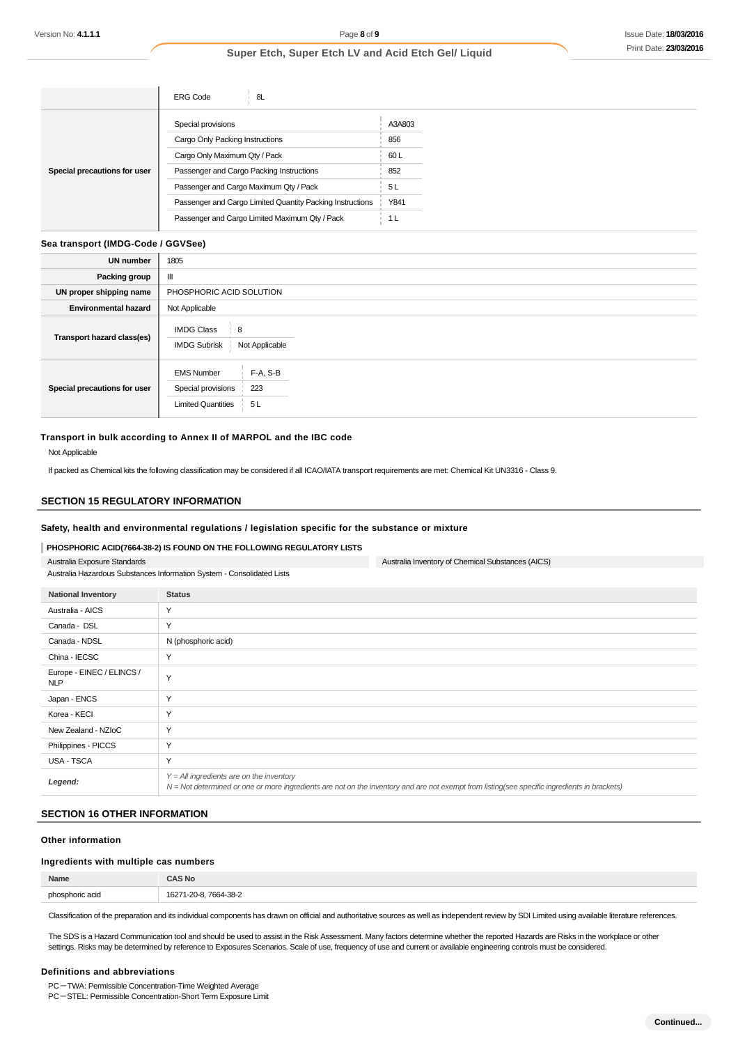| | | |
|---|---|---|
| | ERG Code | 8L |
| **Special precautions for user** | Special provisions | A3A803 |
| | Cargo Only Packing Instructions | 856 |
| | Cargo Only Maximum Qty / Pack | 60 L |
| | Passenger and Cargo Packing Instructions | 852 |
| | Passenger and Cargo Maximum Qty / Pack | 5 L |
| | Passenger and Cargo Limited Quantity Packing Instructions | Y841 |
| | Passenger and Cargo Limited Maximum Qty / Pack | 1 L |

### Sea transport (IMDG-Code / GGVSee)

| | |
|---|---|
| **UN number** | 1805 |
| **Packing group** | III |
| **UN proper shipping name** | PHOSPHORIC ACID SOLUTION |
| **Environmental hazard** | Not Applicable |
| **Transport hazard class(es)** | IMDG Class: 8<br>IMDG Subrisk: Not Applicable |
| **Special precautions for user** | EMS Number: F-A, S-B<br>Special provisions: 223<br>Limited Quantities: 5 L |

### Transport in bulk according to Annex II of MARPOL and the IBC code

Not Applicable

If packed as Chemical kits the following classification may be considered if all ICAO/IATA transport requirements are met: Chemical Kit UN3316 - Class 9.

## SECTION 15 REGULATORY INFORMATION

### Safety, health and environmental regulations / legislation specific for the substance or mixture

**PHOSPHORIC ACID(7664-38-2) IS FOUND ON THE FOLLOWING REGULATORY LISTS**

Australia Exposure Standards
Australia Inventory of Chemical Substances (AICS)
Australia Hazardous Substances Information System - Consolidated Lists

| National Inventory | Status |
|---|---|
| Australia - AICS | Y |
| Canada - DSL | Y |
| Canada - NDSL | N (phosphoric acid) |
| China - IECSC | Y |
| Europe - EINEC / ELINCS / NLP | Y |
| Japan - ENCS | Y |
| Korea - KECI | Y |
| New Zealand - NZIoC | Y |
| Philippines - PICCS | Y |
| USA - TSCA | Y |
| ***Legend:*** | *Y = All ingredients are on the inventory*<br>*N = Not determined or one or more ingredients are not on the inventory and are not exempt from listing(see specific ingredients in brackets)* |

## SECTION 16 OTHER INFORMATION

### Other information

### Ingredients with multiple cas numbers

| Name | CAS No |
|---|---|
| phosphoric acid | 16271-20-8, 7664-38-2 |

Classification of the preparation and its individual components has drawn on official and authoritative sources as well as independent review by SDI Limited using available literature references.

The SDS is a Hazard Communication tool and should be used to assist in the Risk Assessment. Many factors determine whether the reported Hazards are Risks in the workplace or other settings. Risks may be determined by reference to Exposures Scenarios. Scale of use, frequency of use and current or available engineering controls must be considered.

### Definitions and abbreviations

PC－TWA: Permissible Concentration-Time Weighted Average
PC－STEL: Permissible Concentration-Short Term Exposure Limit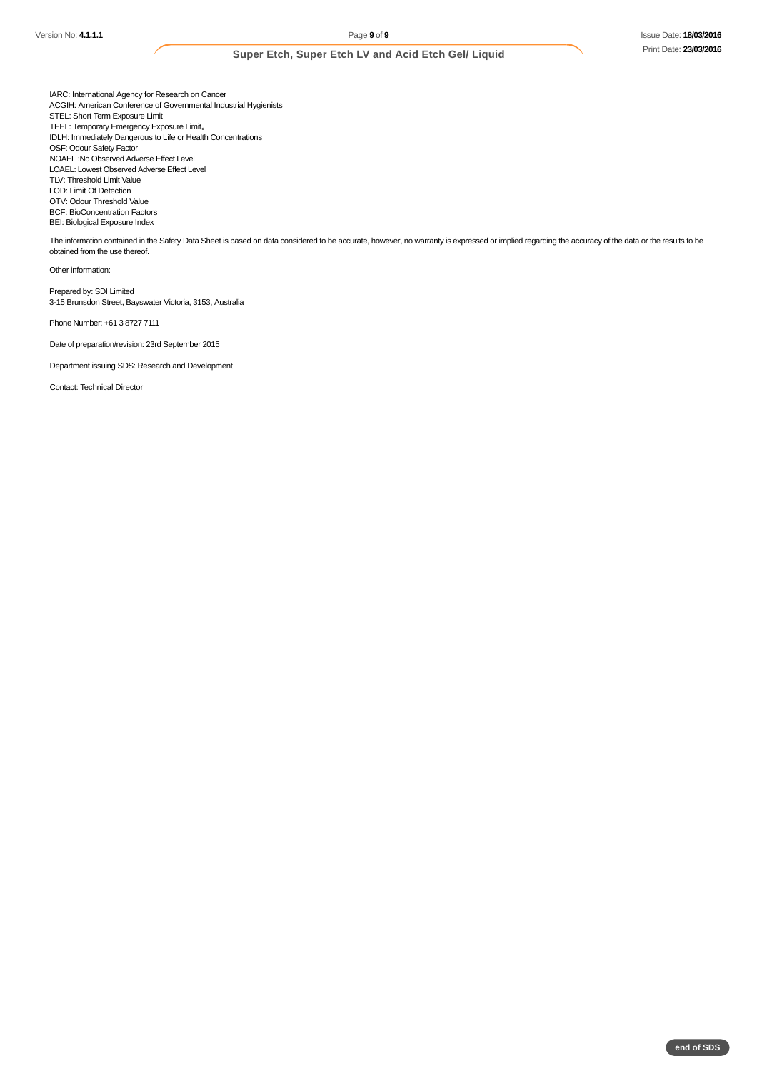IARC: International Agency for Research on Cancer
ACGIH: American Conference of Governmental Industrial Hygienists
STEL: Short Term Exposure Limit
TEEL: Temporary Emergency Exposure Limit。
IDLH: Immediately Dangerous to Life or Health Concentrations
OSF: Odour Safety Factor
NOAEL :No Observed Adverse Effect Level
LOAEL: Lowest Observed Adverse Effect Level
TLV: Threshold Limit Value
LOD: Limit Of Detection
OTV: Odour Threshold Value
BCF: BioConcentration Factors
BEI: Biological Exposure Index

The information contained in the Safety Data Sheet is based on data considered to be accurate, however, no warranty is expressed or implied regarding the accuracy of the data or the results to be obtained from the use thereof.

Other information:

Prepared by: SDI Limited
3-15 Brunsdon Street, Bayswater Victoria, 3153, Australia

Phone Number: +61 3 8727 7111

Date of preparation/revision: 23rd September 2015

Department issuing SDS: Research and Development

Contact: Technical Director

end of SDS